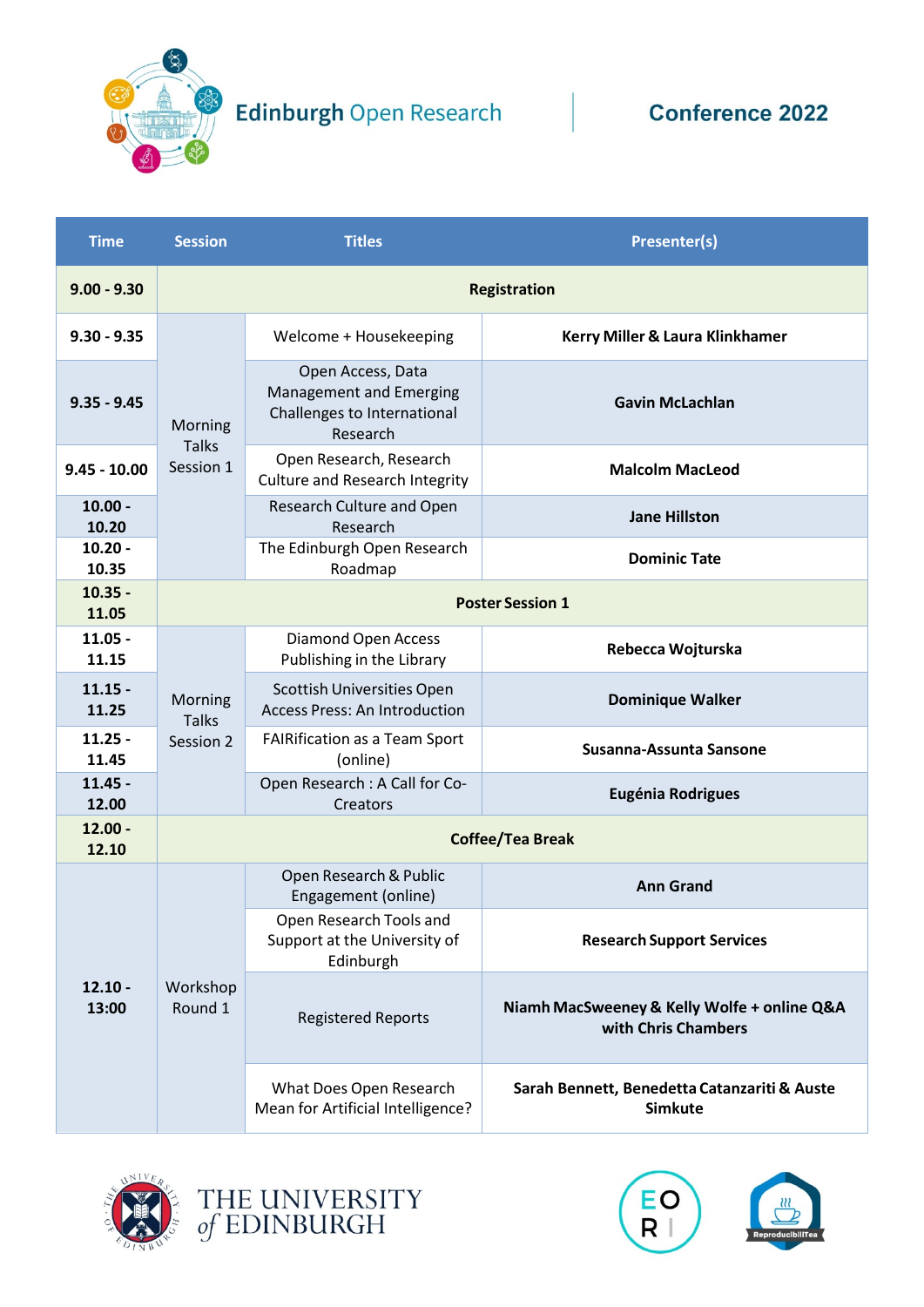# Edinburgh Open Research Conference 2022

| Time | Session | Titles | Presenter(s) |
|---|---|---|---|
| 9.00 - 9.30 | Registration | | |
| 9.30 - 9.35 | Morning Talks Session 1 | Welcome + Housekeeping | **Kerry Miller & Laura Klinkhamer** |
| 9.35 - 9.45 | | Open Access, Data Management and Emerging Challenges to International Research | **Gavin McLachlan** |
| 9.45 - 10.00 | | Open Research, Research Culture and Research Integrity | **Malcolm MacLeod** |
| 10.00 - 10.20 | | Research Culture and Open Research | **Jane Hillston** |
| 10.20 - 10.35 | | The Edinburgh Open Research Roadmap | **Dominic Tate** |
| 10.35 - 11.05 | Poster Session 1 | | |
| 11.05 - 11.15 | Morning Talks Session 2 | Diamond Open Access Publishing in the Library | **Rebecca Wojturska** |
| 11.15 - 11.25 | | Scottish Universities Open Access Press: An Introduction | **Dominique Walker** |
| 11.25 - 11.45 | | FAIRification as a Team Sport (online) | **Susanna-Assunta Sansone** |
| 11.45 - 12.00 | | Open Research : A Call for Co-Creators | **Eugénia Rodrigues** |
| 12.00 - 12.10 | Coffee/Tea Break | | |
| 12.10 - 13:00 | Workshop Round 1 | Open Research & Public Engagement (online) | **Ann Grand** |
| | | Open Research Tools and Support at the University of Edinburgh | **Research Support Services** |
| | | Registered Reports | **Niamh MacSweeney & Kelly Wolfe + online Q&A with Chris Chambers** |
| | | What Does Open Research Mean for Artificial Intelligence? | **Sarah Bennett, Benedetta Catanzariti & Auste Simkute** |

THE UNIVERSITY of EDINBURGH

EOR

ReproducibiliTea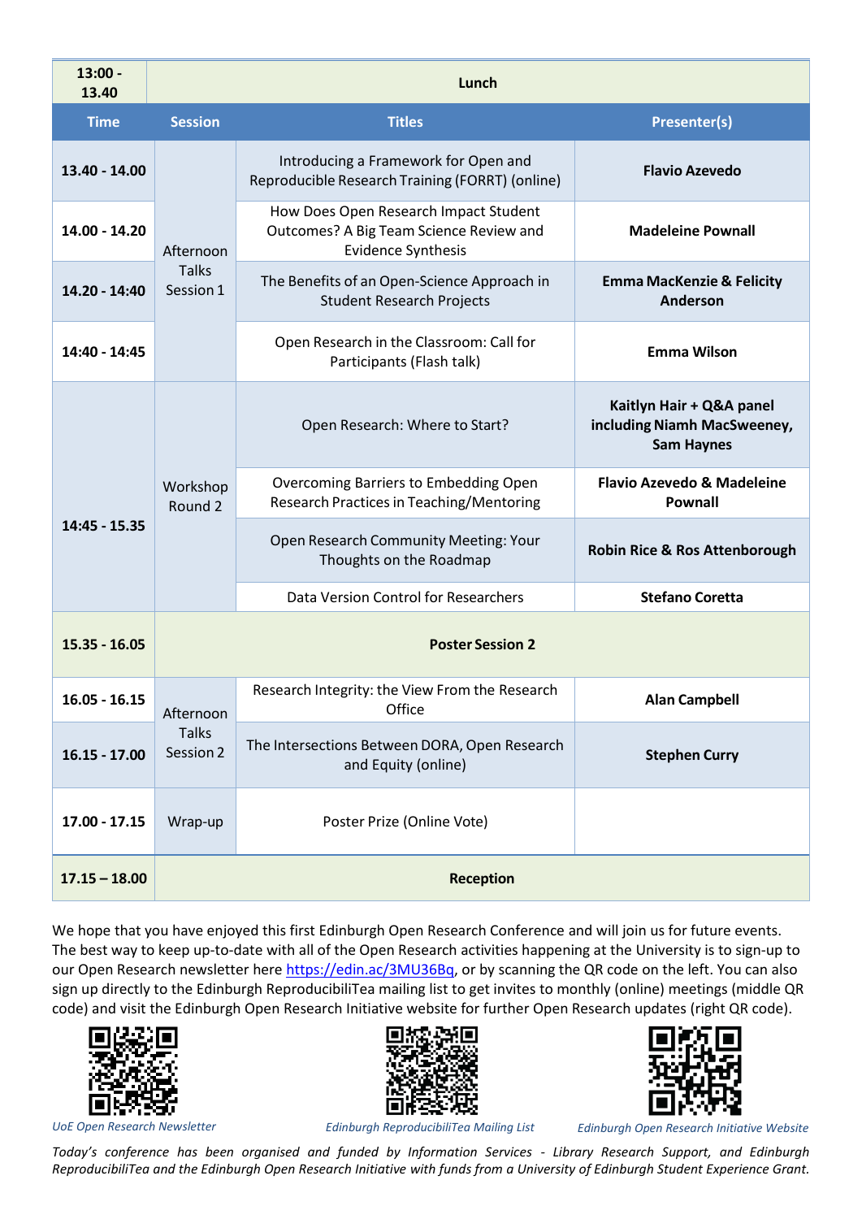| Time | Session | Titles | Presenter(s) |
|---|---|---|---|
| 13:00 - 13.40 | **Lunch** | | |
| 13.40 - 14.00 | Afternoon Talks Session 1 | Introducing a Framework for Open and Reproducible Research Training (FORRT) (online) | **Flavio Azevedo** |
| 14.00 - 14.20 | | How Does Open Research Impact Student Outcomes? A Big Team Science Review and Evidence Synthesis | **Madeleine Pownall** |
| 14.20 - 14:40 | | The Benefits of an Open-Science Approach in Student Research Projects | **Emma MacKenzie & Felicity Anderson** |
| 14:40 - 14:45 | | Open Research in the Classroom: Call for Participants (Flash talk) | **Emma Wilson** |
| 14:45 - 15.35 | Workshop Round 2 | Open Research: Where to Start? | **Kaitlyn Hair + Q&A panel including Niamh MacSweeney, Sam Haynes** |
| | | Overcoming Barriers to Embedding Open Research Practices in Teaching/Mentoring | **Flavio Azevedo & Madeleine Pownall** |
| | | Open Research Community Meeting: Your Thoughts on the Roadmap | **Robin Rice & Ros Attenborough** |
| | | Data Version Control for Researchers | **Stefano Coretta** |
| 15.35 - 16.05 | **Poster Session 2** | | |
| 16.05 - 16.15 | Afternoon Talks Session 2 | Research Integrity: the View From the Research Office | **Alan Campbell** |
| 16.15 - 17.00 | | The Intersections Between DORA, Open Research and Equity (online) | **Stephen Curry** |
| 17.00 - 17.15 | Wrap-up | Poster Prize (Online Vote) | |
| 17.15 – 18.00 | **Reception** | | |

We hope that you have enjoyed this first Edinburgh Open Research Conference and will join us for future events. The best way to keep up-to-date with all of the Open Research activities happening at the University is to sign-up to our Open Research newsletter here https://edin.ac/3MU36Bq, or by scanning the QR code on the left. You can also sign up directly to the Edinburgh ReproducibiliTea mailing list to get invites to monthly (online) meetings (middle QR code) and visit the Edinburgh Open Research Initiative website for further Open Research updates (right QR code).

*UoE Open Research Newsletter*

*Edinburgh ReproducibiliTea Mailing List*

*Edinburgh Open Research Initiative Website*

*Today's conference has been organised and funded by Information Services - Library Research Support, and Edinburgh ReproducibiliTea and the Edinburgh Open Research Initiative with funds from a University of Edinburgh Student Experience Grant.*